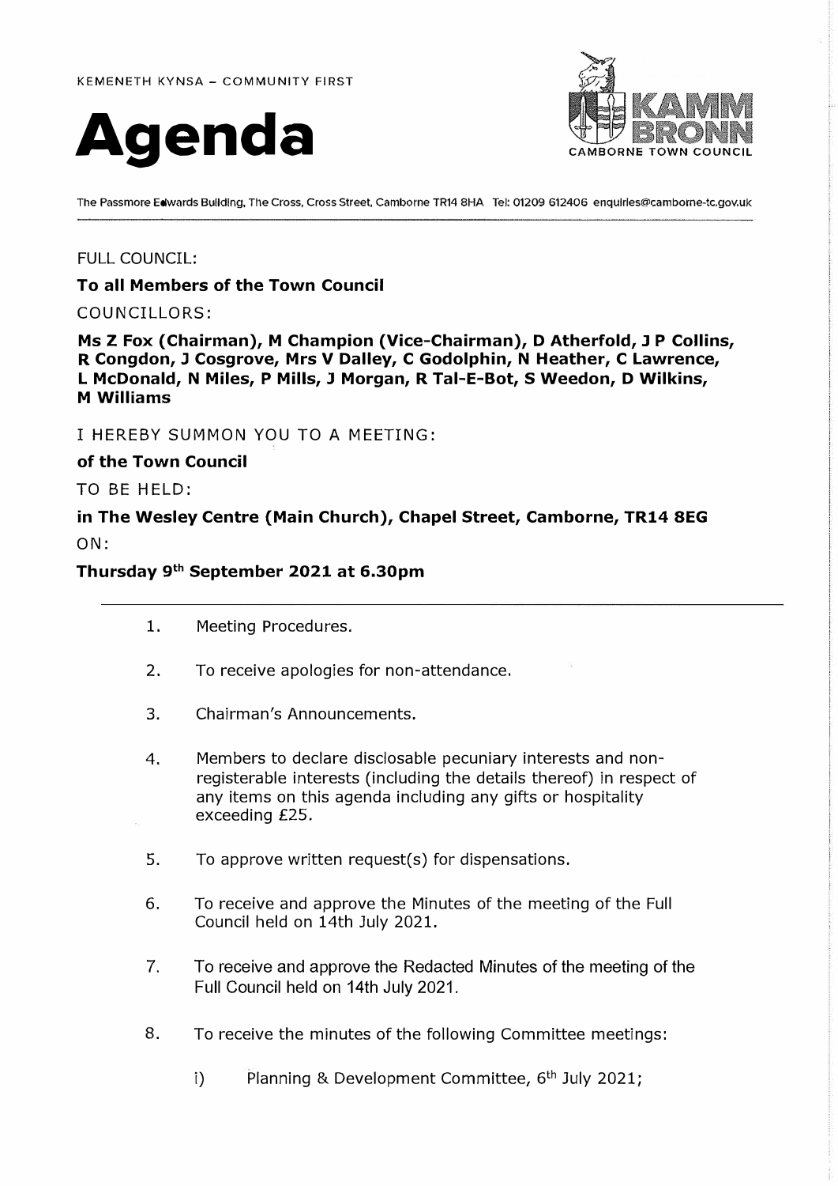KEMENETH KYNSA – COMMUNITY FIRST

# Agenda

KAMM BRONN
CAMBORNE TOWN COUNCIL

The Passmore Edwards Building, The Cross, Cross Street, Camborne TR14 8HA Tel: 01209 612406 enquiries@camborne-tc.gov.uk

FULL COUNCIL:

**To all Members of the Town Council**

COUNCILLORS:

**Ms Z Fox (Chairman), M Champion (Vice-Chairman), D Atherfold, J P Collins, R Congdon, J Cosgrove, Mrs V Dalley, C Godolphin, N Heather, C Lawrence, L McDonald, N Miles, P Mills, J Morgan, R Tal-E-Bot, S Weedon, D Wilkins, M Williams**

I HEREBY SUMMON YOU TO A MEETING:

**of the Town Council**

TO BE HELD:

**in The Wesley Centre (Main Church), Chapel Street, Camborne, TR14 8EG**

ON:

**Thursday 9th September 2021 at 6.30pm**

---

1. Meeting Procedures.

2. To receive apologies for non-attendance.

3. Chairman's Announcements.

4. Members to declare disclosable pecuniary interests and non-registerable interests (including the details thereof) in respect of any items on this agenda including any gifts or hospitality exceeding £25.

5. To approve written request(s) for dispensations.

6. To receive and approve the Minutes of the meeting of the Full Council held on 14th July 2021.

7. To receive and approve the Redacted Minutes of the meeting of the Full Council held on 14th July 2021.

8. To receive the minutes of the following Committee meetings:

   i) Planning & Development Committee, 6th July 2021;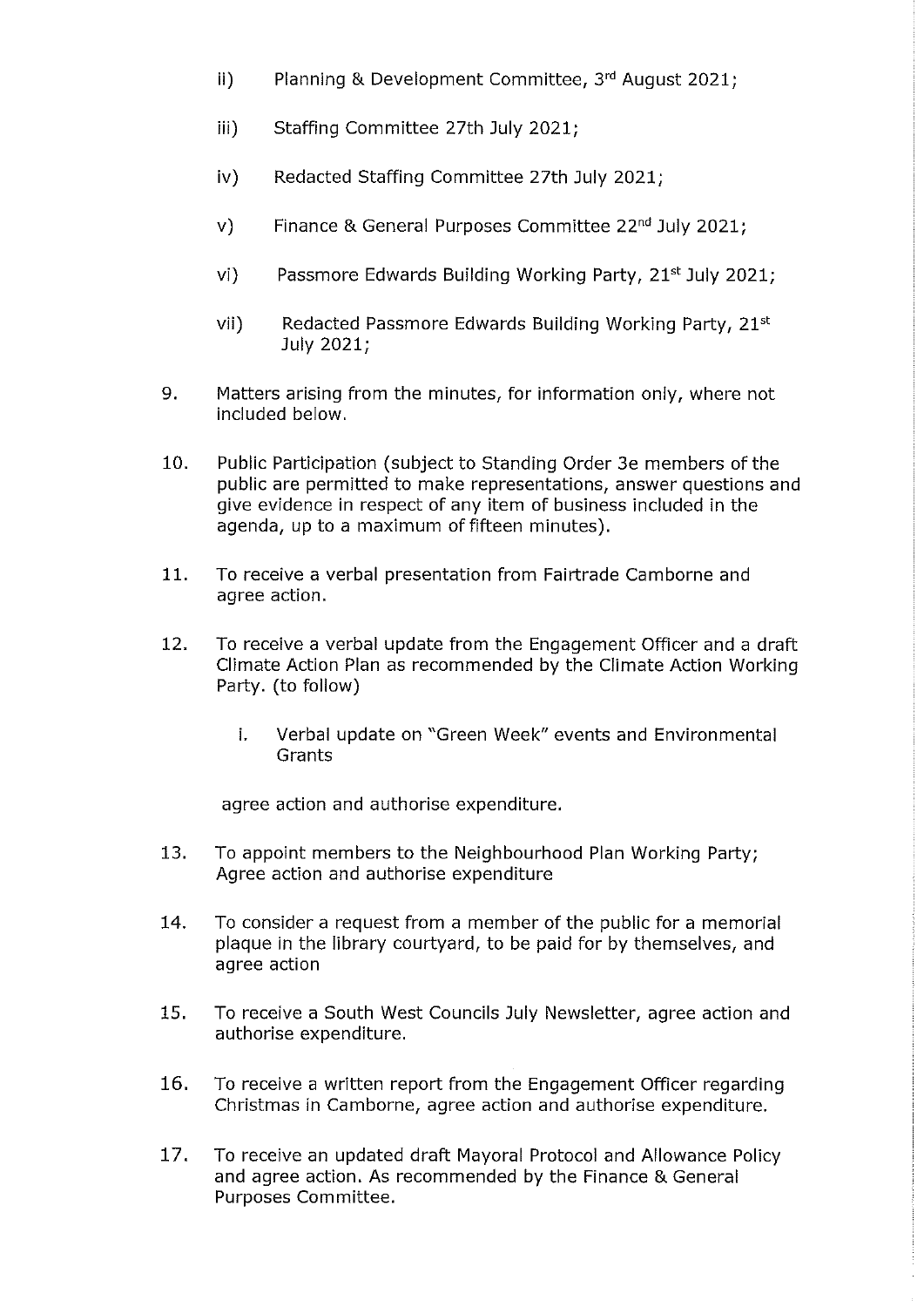ii) Planning & Development Committee, 3rd August 2021;

iii) Staffing Committee 27th July 2021;

iv) Redacted Staffing Committee 27th July 2021;

v) Finance & General Purposes Committee 22nd July 2021;

vi) Passmore Edwards Building Working Party, 21st July 2021;

vii) Redacted Passmore Edwards Building Working Party, 21st July 2021;

9. Matters arising from the minutes, for information only, where not included below.

10. Public Participation (subject to Standing Order 3e members of the public are permitted to make representations, answer questions and give evidence in respect of any item of business included in the agenda, up to a maximum of fifteen minutes).

11. To receive a verbal presentation from Fairtrade Camborne and agree action.

12. To receive a verbal update from the Engagement Officer and a draft Climate Action Plan as recommended by the Climate Action Working Party. (to follow)

    i. Verbal update on "Green Week" events and Environmental Grants

    agree action and authorise expenditure.

13. To appoint members to the Neighbourhood Plan Working Party; Agree action and authorise expenditure

14. To consider a request from a member of the public for a memorial plaque in the library courtyard, to be paid for by themselves, and agree action

15. To receive a South West Councils July Newsletter, agree action and authorise expenditure.

16. To receive a written report from the Engagement Officer regarding Christmas in Camborne, agree action and authorise expenditure.

17. To receive an updated draft Mayoral Protocol and Allowance Policy and agree action. As recommended by the Finance & General Purposes Committee.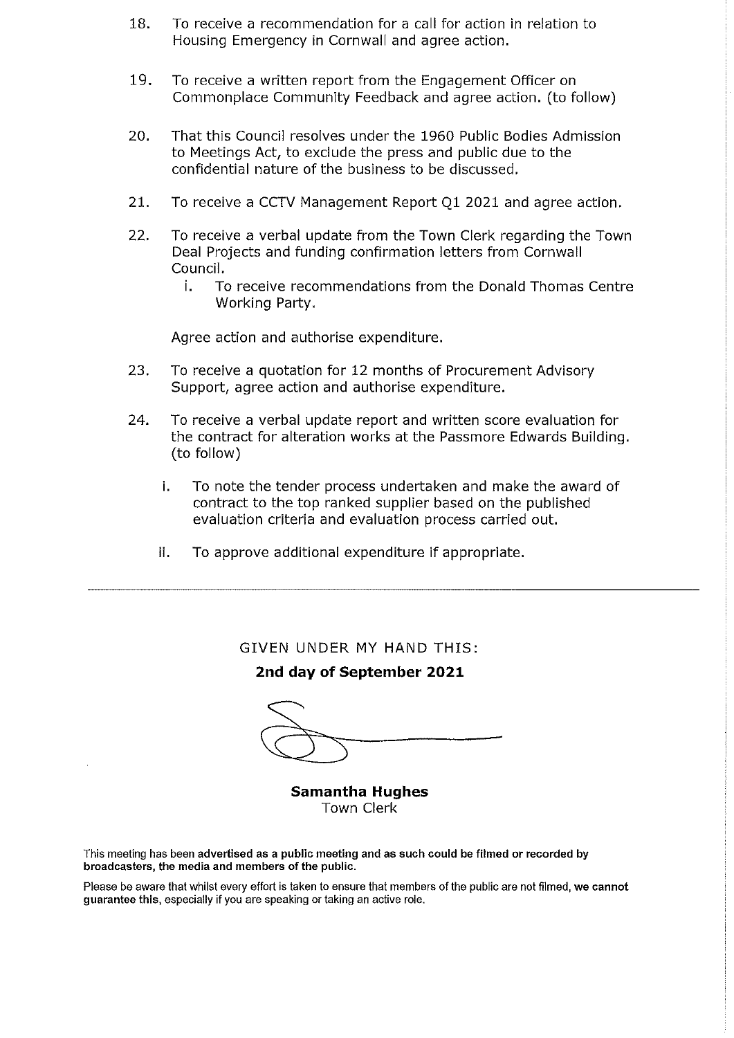18. To receive a recommendation for a call for action in relation to Housing Emergency in Cornwall and agree action.

19. To receive a written report from the Engagement Officer on Commonplace Community Feedback and agree action. (to follow)

20. That this Council resolves under the 1960 Public Bodies Admission to Meetings Act, to exclude the press and public due to the confidential nature of the business to be discussed.

21. To receive a CCTV Management Report Q1 2021 and agree action.

22. To receive a verbal update from the Town Clerk regarding the Town Deal Projects and funding confirmation letters from Cornwall Council.
    i. To receive recommendations from the Donald Thomas Centre Working Party.

    Agree action and authorise expenditure.

23. To receive a quotation for 12 months of Procurement Advisory Support, agree action and authorise expenditure.

24. To receive a verbal update report and written score evaluation for the contract for alteration works at the Passmore Edwards Building. (to follow)

    i. To note the tender process undertaken and make the award of contract to the top ranked supplier based on the published evaluation criteria and evaluation process carried out.

    ii. To approve additional expenditure if appropriate.

---

GIVEN UNDER MY HAND THIS:

**2nd day of September 2021**

**Samantha Hughes**
Town Clerk

This meeting has been **advertised as a public meeting and as such could be filmed or recorded by broadcasters, the media and members of the public.**

Please be aware that whilst every effort is taken to ensure that members of the public are not filmed, **we cannot guarantee this**, especially if you are speaking or taking an active role.